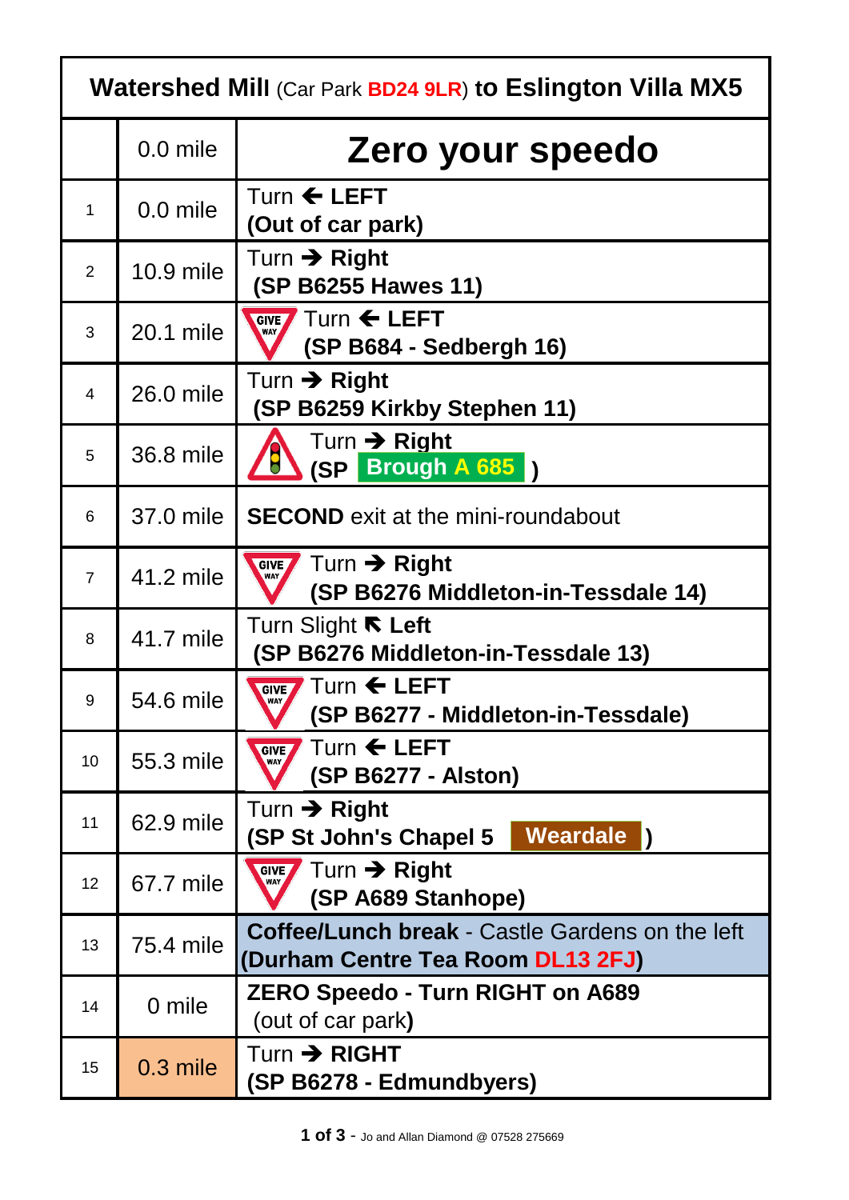| Watershed Mill (Car Park BD24 9LR) to Eslington Villa MX5 | | |
|---|---|---|
| | 0.0 mile | **Zero your speedo** |
| 1 | 0.0 mile | Turn ← **LEFT** **(Out of car park)** |
| 2 | 10.9 mile | Turn → **Right** **(SP B6255 Hawes 11)** |
| 3 | 20.1 mile | GIVE WAY Turn ← **LEFT** **(SP B684 - Sedbergh 16)** |
| 4 | 26.0 mile | Turn → **Right** **(SP B6259 Kirkby Stephen 11)** |
| 5 | 36.8 mile | Turn → **Right** **(SP Brough A 685 )** |
| 6 | 37.0 mile | **SECOND** exit at the mini-roundabout |
| 7 | 41.2 mile | GIVE WAY Turn → **Right** **(SP B6276 Middleton-in-Tessdale 14)** |
| 8 | 41.7 mile | Turn Slight ↖ **Left** **(SP B6276 Middleton-in-Tessdale 13)** |
| 9 | 54.6 mile | GIVE WAY Turn ← **LEFT** **(SP B6277 - Middleton-in-Tessdale)** |
| 10 | 55.3 mile | GIVE WAY Turn ← **LEFT** **(SP B6277 - Alston)** |
| 11 | 62.9 mile | Turn → **Right** **(SP St John's Chapel 5 Weardale )** |
| 12 | 67.7 mile | GIVE WAY Turn → **Right** **(SP A689 Stanhope)** |
| 13 | 75.4 mile | **Coffee/Lunch break** - Castle Gardens on the left **(Durham Centre Tea Room DL13 2FJ)** |
| 14 | 0 mile | **ZERO Speedo - Turn RIGHT on A689** (out of car park**)** |
| 15 | 0.3 mile | Turn → **RIGHT** **(SP B6278 - Edmundbyers)** |

Jo and Allan Diamond @ 07528 275669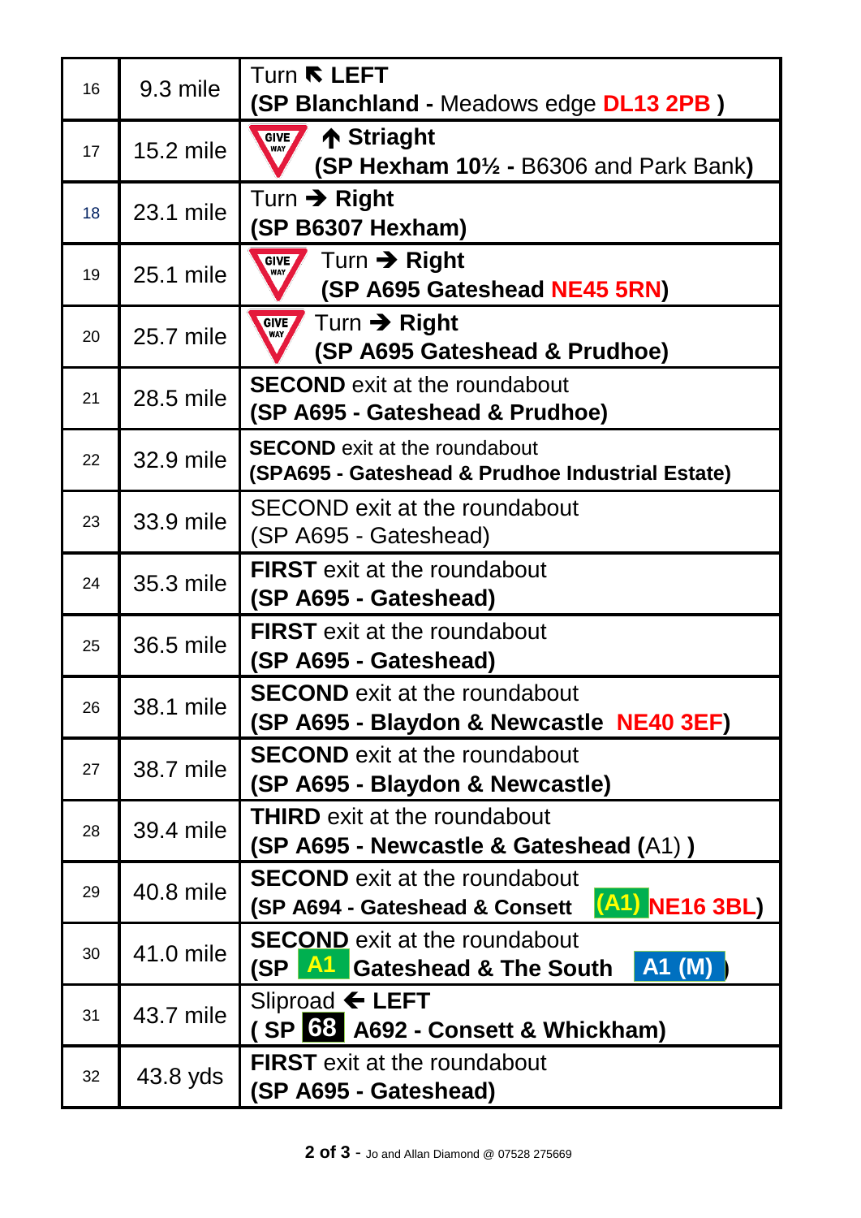| | | |
|---|---|---|
| 16 | 9.3 mile | Turn ↖ **LEFT** <br> **(SP Blanchland -** Meadows edge **DL13 2PB )** |
| 17 | 15.2 mile | GIVE WAY **↑ Striaght** <br> **(SP Hexham 10½ -** B6306 and Park Bank**)** |
| 18 | 23.1 mile | Turn ➔ **Right** <br> **(SP B6307 Hexham)** |
| 19 | 25.1 mile | GIVE WAY Turn ➔ **Right** <br> **(SP A695 Gateshead NE45 5RN)** |
| 20 | 25.7 mile | GIVE WAY Turn ➔ **Right** <br> **(SP A695 Gateshead & Prudhoe)** |
| 21 | 28.5 mile | **SECOND** exit at the roundabout <br> **(SP A695 - Gateshead & Prudhoe)** |
| 22 | 32.9 mile | **SECOND** exit at the roundabout <br> **(SPA695 - Gateshead & Prudhoe Industrial Estate)** |
| 23 | 33.9 mile | SECOND exit at the roundabout <br> (SP A695 - Gateshead) |
| 24 | 35.3 mile | **FIRST** exit at the roundabout <br> **(SP A695 - Gateshead)** |
| 25 | 36.5 mile | **FIRST** exit at the roundabout <br> **(SP A695 - Gateshead)** |
| 26 | 38.1 mile | **SECOND** exit at the roundabout <br> **(SP A695 - Blaydon & Newcastle NE40 3EF)** |
| 27 | 38.7 mile | **SECOND** exit at the roundabout <br> **(SP A695 - Blaydon & Newcastle)** |
| 28 | 39.4 mile | **THIRD** exit at the roundabout <br> **(SP A695 - Newcastle & Gateshead (**A1) **)** |
| 29 | 40.8 mile | **SECOND** exit at the roundabout <br> **(SP A694 - Gateshead & Consett (A1) NE16 3BL)** |
| 30 | 41.0 mile | **SECOND** exit at the roundabout <br> **(SP A1 Gateshead & The South A1 (M) )** |
| 31 | 43.7 mile | Sliproad ← **LEFT** <br> **( SP 68 A692 - Consett & Whickham)** |
| 32 | 43.8 yds | **FIRST** exit at the roundabout <br> **(SP A695 - Gateshead)** |

Jo and Allan Diamond @ 07528 275669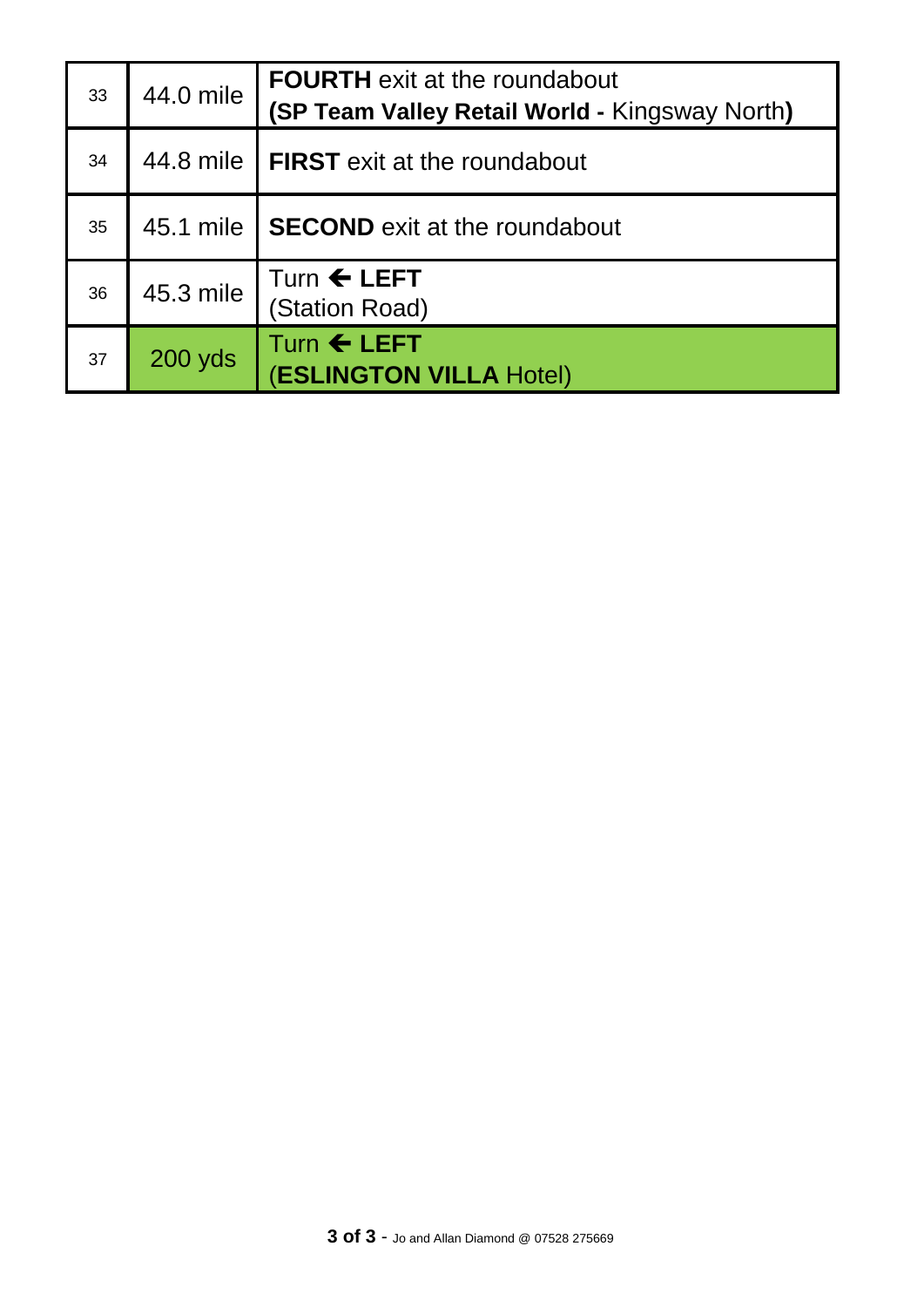| | | |
|---|---|---|
| 33 | 44.0 mile | **FOURTH** exit at the roundabout<br>**(SP Team Valley Retail World -** Kingsway North**)** |
| 34 | 44.8 mile | **FIRST** exit at the roundabout |
| 35 | 45.1 mile | **SECOND** exit at the roundabout |
| 36 | 45.3 mile | Turn 🡐 **LEFT**<br>(Station Road) |
| 37 | 200 yds | Turn 🡐 **LEFT**<br>(**ESLINGTON VILLA** Hotel) |

Jo and Allan Diamond @ 07528 275669